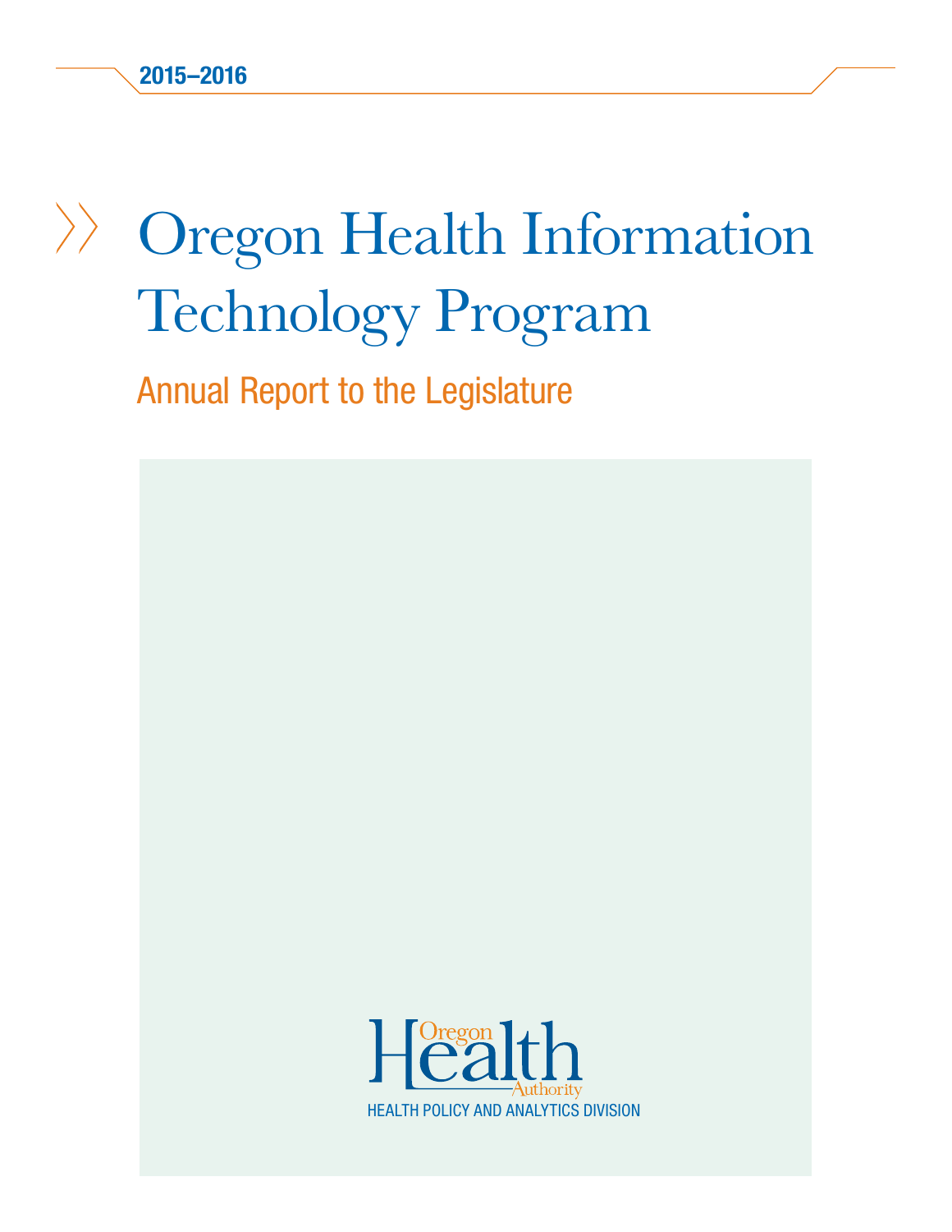2015–2016

# Oregon Health Information Technology Program

## Annual Report to the Legislature

Oregon Health Authority

HEALTH POLICY AND ANALYTICS DIVISION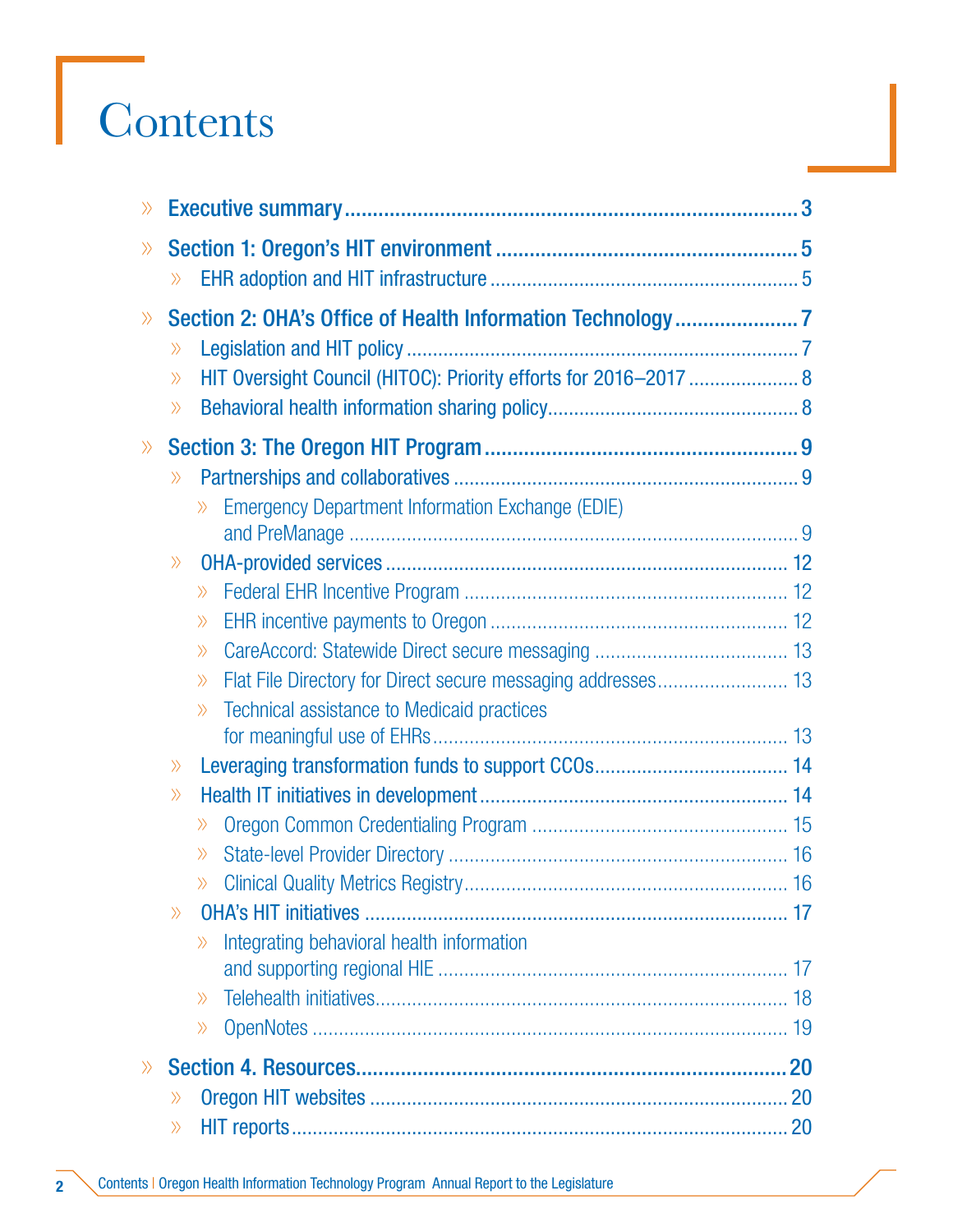# Contents

- Executive summary ... 3
- Section 1: Oregon's HIT environment ... 5
  - EHR adoption and HIT infrastructure ... 5
- Section 2: OHA's Office of Health Information Technology ... 7
  - Legislation and HIT policy ... 7
  - HIT Oversight Council (HITOC): Priority efforts for 2016–2017 ... 8
  - Behavioral health information sharing policy ... 8
- Section 3: The Oregon HIT Program ... 9
  - Partnerships and collaboratives ... 9
    - Emergency Department Information Exchange (EDIE) and PreManage ... 9
  - OHA-provided services ... 12
    - Federal EHR Incentive Program ... 12
    - EHR incentive payments to Oregon ... 12
    - CareAccord: Statewide Direct secure messaging ... 13
    - Flat File Directory for Direct secure messaging addresses ... 13
    - Technical assistance to Medicaid practices for meaningful use of EHRs ... 13
  - Leveraging transformation funds to support CCOs ... 14
  - Health IT initiatives in development ... 14
    - Oregon Common Credentialing Program ... 15
    - State-level Provider Directory ... 16
    - Clinical Quality Metrics Registry ... 16
  - OHA's HIT initiatives ... 17
    - Integrating behavioral health information and supporting regional HIE ... 17
    - Telehealth initiatives ... 18
    - OpenNotes ... 19
- Section 4. Resources ... 20
  - Oregon HIT websites ... 20
  - HIT reports ... 20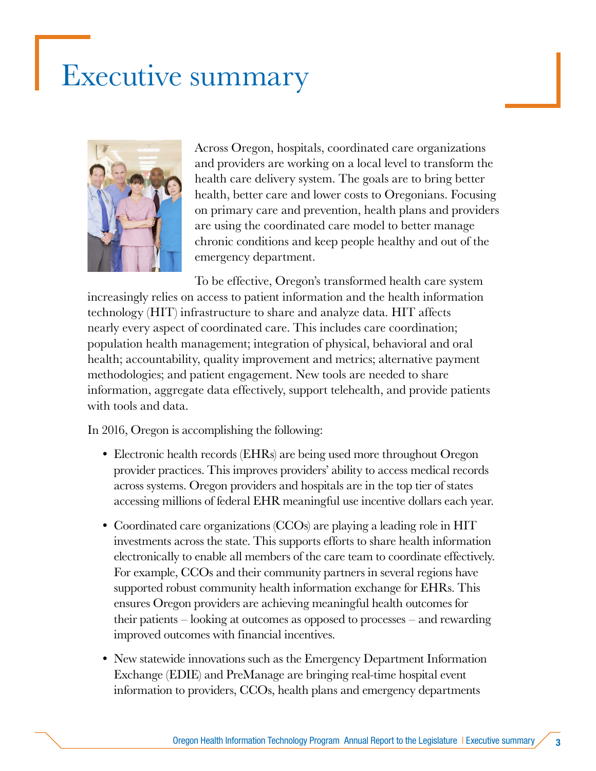# Executive summary

Across Oregon, hospitals, coordinated care organizations and providers are working on a local level to transform the health care delivery system. The goals are to bring better health, better care and lower costs to Oregonians. Focusing on primary care and prevention, health plans and providers are using the coordinated care model to better manage chronic conditions and keep people healthy and out of the emergency department.

To be effective, Oregon's transformed health care system increasingly relies on access to patient information and the health information technology (HIT) infrastructure to share and analyze data. HIT affects nearly every aspect of coordinated care. This includes care coordination; population health management; integration of physical, behavioral and oral health; accountability, quality improvement and metrics; alternative payment methodologies; and patient engagement. New tools are needed to share information, aggregate data effectively, support telehealth, and provide patients with tools and data.

In 2016, Oregon is accomplishing the following:

- Electronic health records (EHRs) are being used more throughout Oregon provider practices. This improves providers' ability to access medical records across systems. Oregon providers and hospitals are in the top tier of states accessing millions of federal EHR meaningful use incentive dollars each year.
- Coordinated care organizations (CCOs) are playing a leading role in HIT investments across the state. This supports efforts to share health information electronically to enable all members of the care team to coordinate effectively. For example, CCOs and their community partners in several regions have supported robust community health information exchange for EHRs. This ensures Oregon providers are achieving meaningful health outcomes for their patients – looking at outcomes as opposed to processes – and rewarding improved outcomes with financial incentives.
- New statewide innovations such as the Emergency Department Information Exchange (EDIE) and PreManage are bringing real-time hospital event information to providers, CCOs, health plans and emergency departments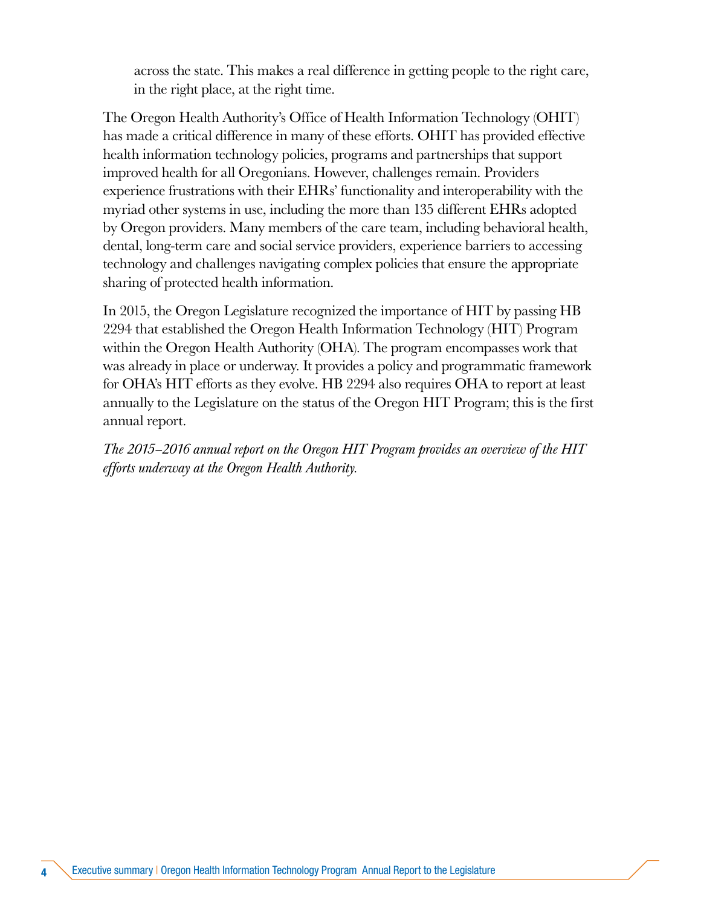across the state. This makes a real difference in getting people to the right care, in the right place, at the right time.

The Oregon Health Authority's Office of Health Information Technology (OHIT) has made a critical difference in many of these efforts. OHIT has provided effective health information technology policies, programs and partnerships that support improved health for all Oregonians. However, challenges remain. Providers experience frustrations with their EHRs' functionality and interoperability with the myriad other systems in use, including the more than 135 different EHRs adopted by Oregon providers. Many members of the care team, including behavioral health, dental, long-term care and social service providers, experience barriers to accessing technology and challenges navigating complex policies that ensure the appropriate sharing of protected health information.

In 2015, the Oregon Legislature recognized the importance of HIT by passing HB 2294 that established the Oregon Health Information Technology (HIT) Program within the Oregon Health Authority (OHA). The program encompasses work that was already in place or underway. It provides a policy and programmatic framework for OHA's HIT efforts as they evolve. HB 2294 also requires OHA to report at least annually to the Legislature on the status of the Oregon HIT Program; this is the first annual report.

*The 2015–2016 annual report on the Oregon HIT Program provides an overview of the HIT efforts underway at the Oregon Health Authority.*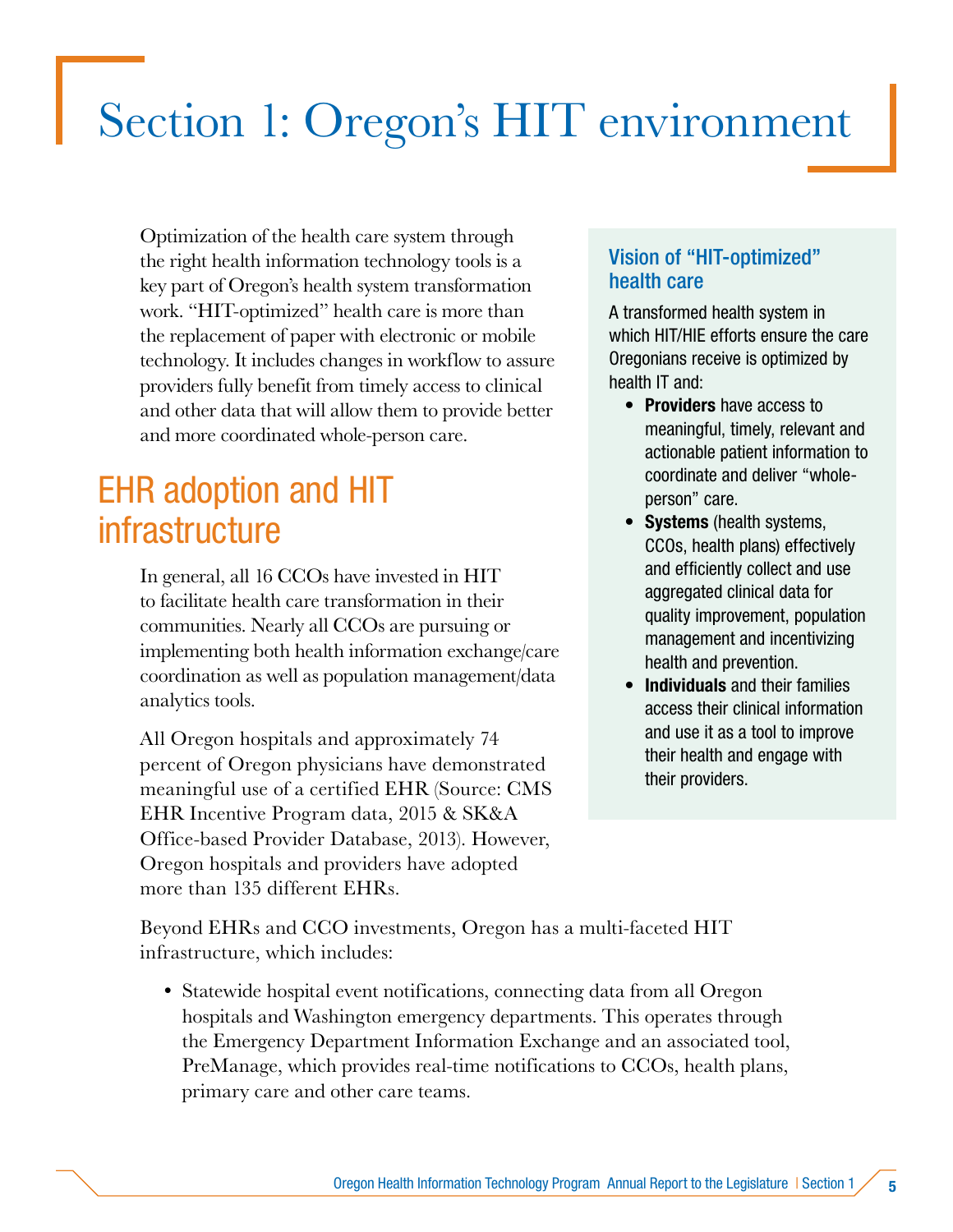# Section 1: Oregon's HIT environment

Optimization of the health care system through the right health information technology tools is a key part of Oregon's health system transformation work. "HIT-optimized" health care is more than the replacement of paper with electronic or mobile technology. It includes changes in workflow to assure providers fully benefit from timely access to clinical and other data that will allow them to provide better and more coordinated whole-person care.

### Vision of "HIT-optimized" health care

A transformed health system in which HIT/HIE efforts ensure the care Oregonians receive is optimized by health IT and:

- **Providers** have access to meaningful, timely, relevant and actionable patient information to coordinate and deliver "whole-person" care.
- **Systems** (health systems, CCOs, health plans) effectively and efficiently collect and use aggregated clinical data for quality improvement, population management and incentivizing health and prevention.
- **Individuals** and their families access their clinical information and use it as a tool to improve their health and engage with their providers.

## EHR adoption and HIT infrastructure

In general, all 16 CCOs have invested in HIT to facilitate health care transformation in their communities. Nearly all CCOs are pursuing or implementing both health information exchange/care coordination as well as population management/data analytics tools.

All Oregon hospitals and approximately 74 percent of Oregon physicians have demonstrated meaningful use of a certified EHR (Source: CMS EHR Incentive Program data, 2015 & SK&A Office-based Provider Database, 2013). However, Oregon hospitals and providers have adopted more than 135 different EHRs.

Beyond EHRs and CCO investments, Oregon has a multi-faceted HIT infrastructure, which includes:

- Statewide hospital event notifications, connecting data from all Oregon hospitals and Washington emergency departments. This operates through the Emergency Department Information Exchange and an associated tool, PreManage, which provides real-time notifications to CCOs, health plans, primary care and other care teams.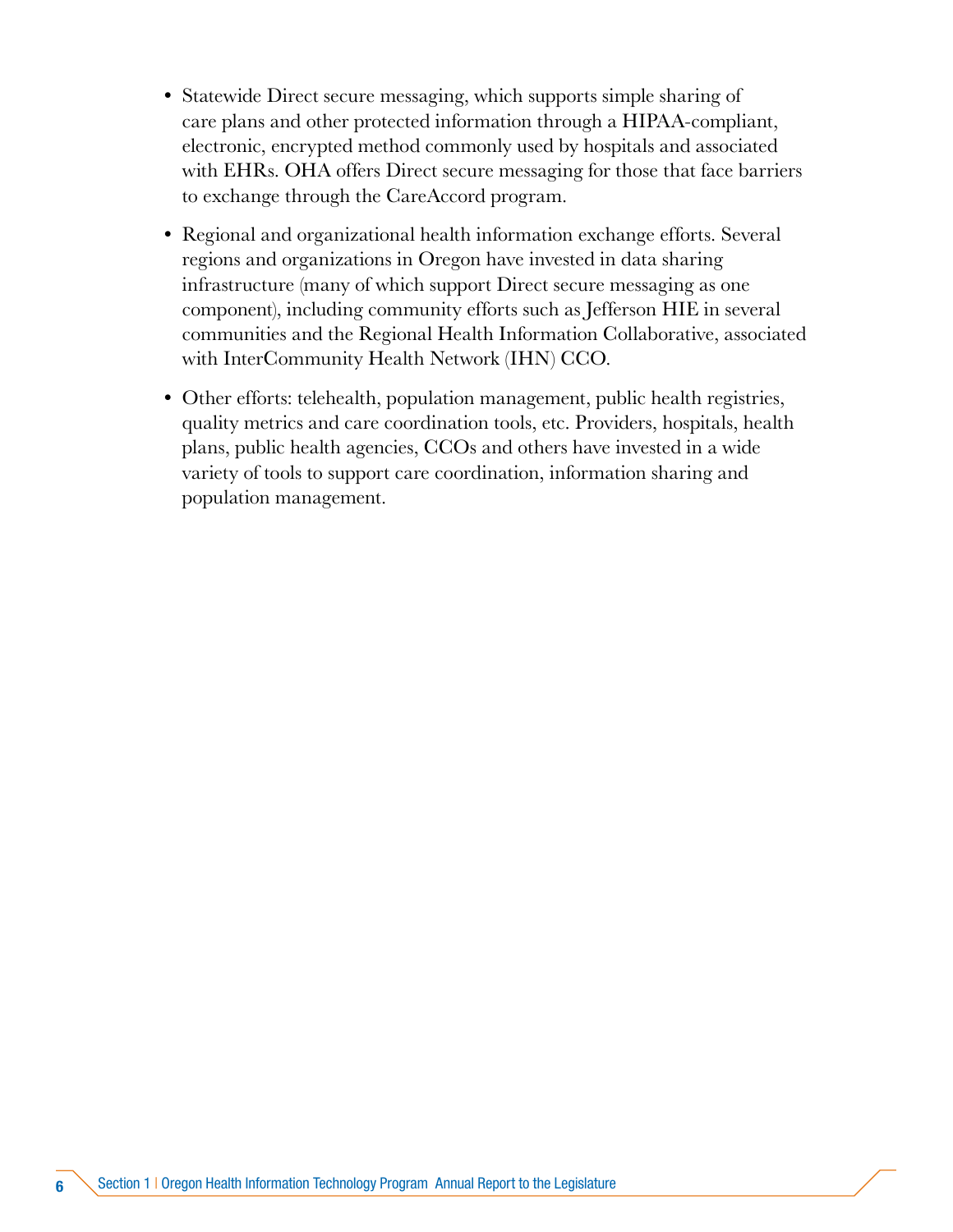- Statewide Direct secure messaging, which supports simple sharing of care plans and other protected information through a HIPAA-compliant, electronic, encrypted method commonly used by hospitals and associated with EHRs. OHA offers Direct secure messaging for those that face barriers to exchange through the CareAccord program.
- Regional and organizational health information exchange efforts. Several regions and organizations in Oregon have invested in data sharing infrastructure (many of which support Direct secure messaging as one component), including community efforts such as Jefferson HIE in several communities and the Regional Health Information Collaborative, associated with InterCommunity Health Network (IHN) CCO.
- Other efforts: telehealth, population management, public health registries, quality metrics and care coordination tools, etc. Providers, hospitals, health plans, public health agencies, CCOs and others have invested in a wide variety of tools to support care coordination, information sharing and population management.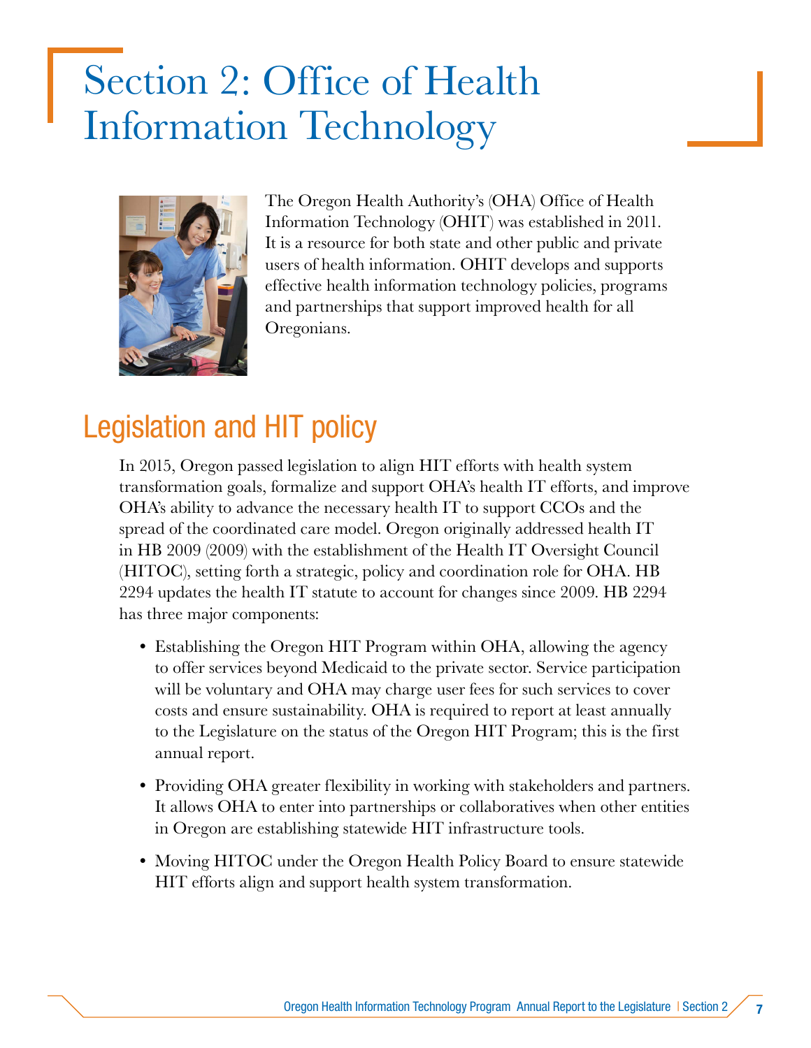# Section 2: Office of Health Information Technology

The Oregon Health Authority's (OHA) Office of Health Information Technology (OHIT) was established in 2011. It is a resource for both state and other public and private users of health information. OHIT develops and supports effective health information technology policies, programs and partnerships that support improved health for all Oregonians.

## Legislation and HIT policy

In 2015, Oregon passed legislation to align HIT efforts with health system transformation goals, formalize and support OHA's health IT efforts, and improve OHA's ability to advance the necessary health IT to support CCOs and the spread of the coordinated care model. Oregon originally addressed health IT in HB 2009 (2009) with the establishment of the Health IT Oversight Council (HITOC), setting forth a strategic, policy and coordination role for OHA. HB 2294 updates the health IT statute to account for changes since 2009. HB 2294 has three major components:

- Establishing the Oregon HIT Program within OHA, allowing the agency to offer services beyond Medicaid to the private sector. Service participation will be voluntary and OHA may charge user fees for such services to cover costs and ensure sustainability. OHA is required to report at least annually to the Legislature on the status of the Oregon HIT Program; this is the first annual report.
- Providing OHA greater flexibility in working with stakeholders and partners. It allows OHA to enter into partnerships or collaboratives when other entities in Oregon are establishing statewide HIT infrastructure tools.
- Moving HITOC under the Oregon Health Policy Board to ensure statewide HIT efforts align and support health system transformation.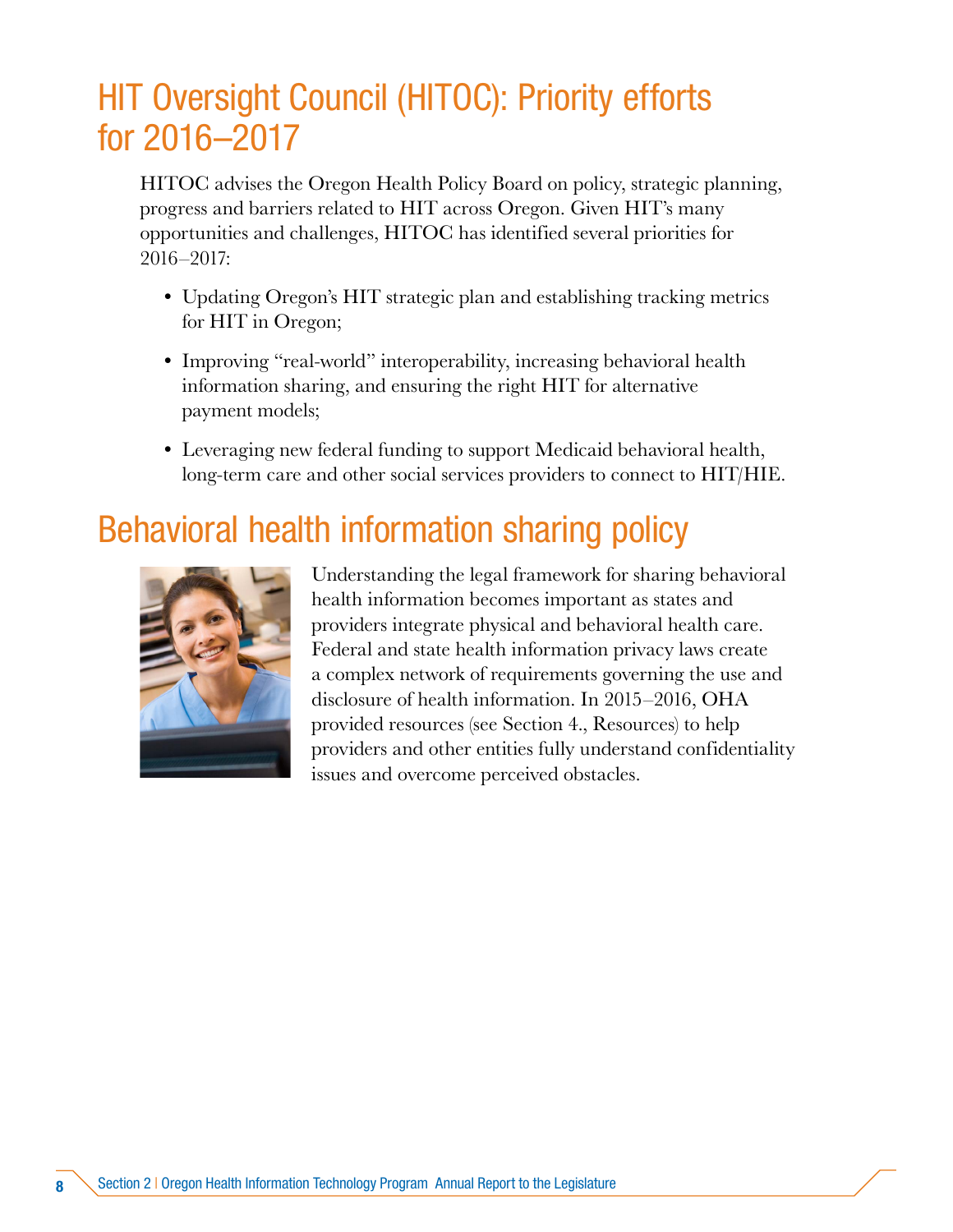# HIT Oversight Council (HITOC): Priority efforts for 2016–2017

HITOC advises the Oregon Health Policy Board on policy, strategic planning, progress and barriers related to HIT across Oregon. Given HIT's many opportunities and challenges, HITOC has identified several priorities for 2016–2017:

- Updating Oregon's HIT strategic plan and establishing tracking metrics for HIT in Oregon;
- Improving "real-world" interoperability, increasing behavioral health information sharing, and ensuring the right HIT for alternative payment models;
- Leveraging new federal funding to support Medicaid behavioral health, long-term care and other social services providers to connect to HIT/HIE.

# Behavioral health information sharing policy

Understanding the legal framework for sharing behavioral health information becomes important as states and providers integrate physical and behavioral health care. Federal and state health information privacy laws create a complex network of requirements governing the use and disclosure of health information. In 2015–2016, OHA provided resources (see Section 4., Resources) to help providers and other entities fully understand confidentiality issues and overcome perceived obstacles.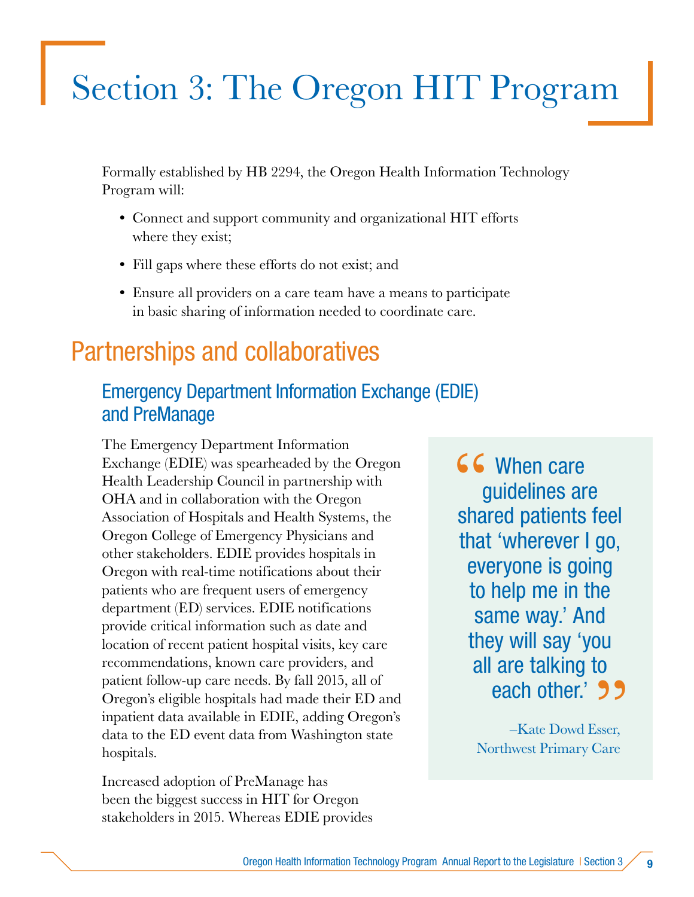# Section 3: The Oregon HIT Program

Formally established by HB 2294, the Oregon Health Information Technology Program will:

- Connect and support community and organizational HIT efforts where they exist;
- Fill gaps where these efforts do not exist; and
- Ensure all providers on a care team have a means to participate in basic sharing of information needed to coordinate care.

## Partnerships and collaboratives

### Emergency Department Information Exchange (EDIE) and PreManage

The Emergency Department Information Exchange (EDIE) was spearheaded by the Oregon Health Leadership Council in partnership with OHA and in collaboration with the Oregon Association of Hospitals and Health Systems, the Oregon College of Emergency Physicians and other stakeholders. EDIE provides hospitals in Oregon with real-time notifications about their patients who are frequent users of emergency department (ED) services. EDIE notifications provide critical information such as date and location of recent patient hospital visits, key care recommendations, known care providers, and patient follow-up care needs. By fall 2015, all of Oregon's eligible hospitals had made their ED and inpatient data available in EDIE, adding Oregon's data to the ED event data from Washington state hospitals.

> "When care guidelines are shared patients feel that 'wherever I go, everyone is going to help me in the same way.' And they will say 'you all are talking to each other.'"
>
> –Kate Dowd Esser, Northwest Primary Care

Increased adoption of PreManage has been the biggest success in HIT for Oregon stakeholders in 2015. Whereas EDIE provides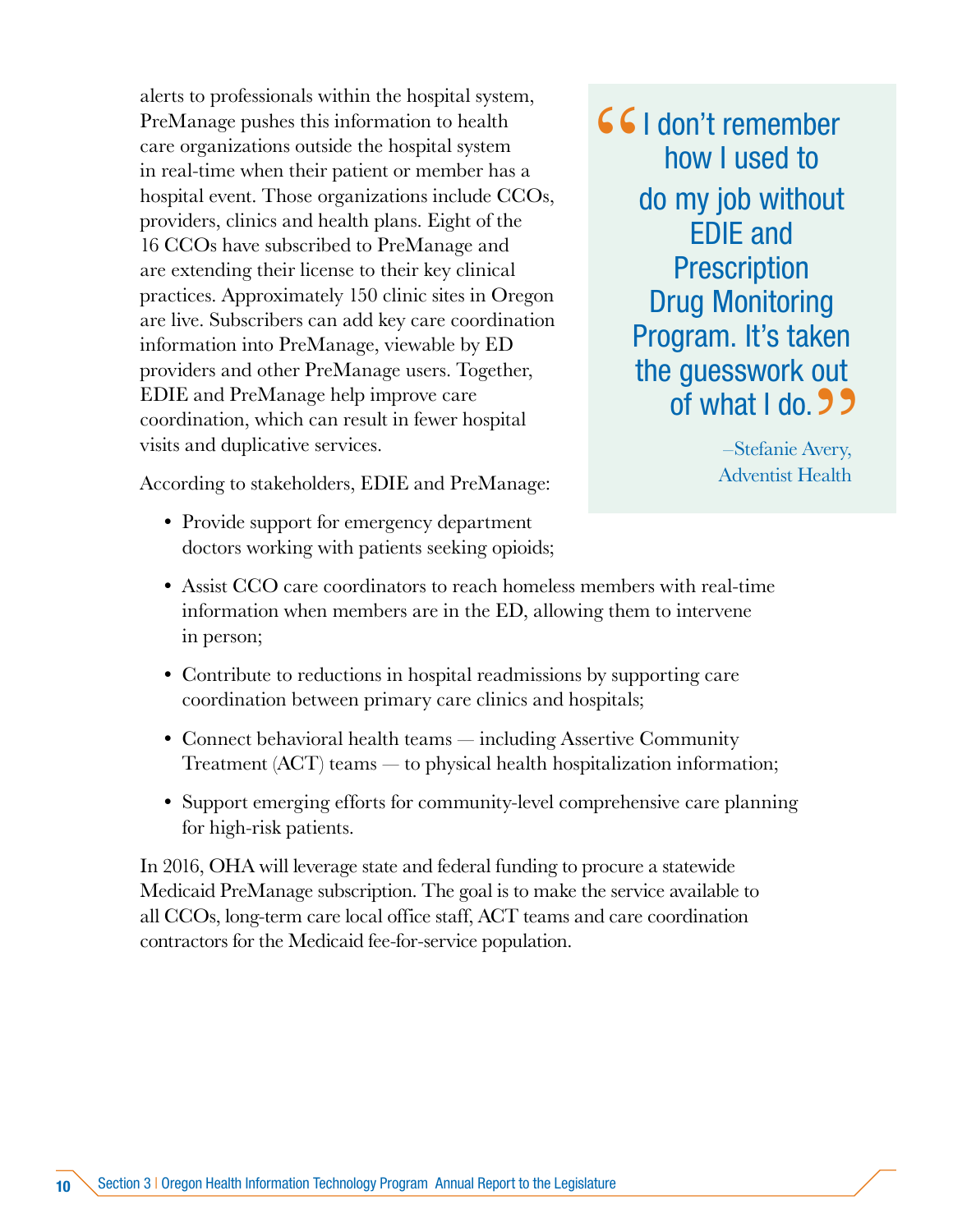alerts to professionals within the hospital system, PreManage pushes this information to health care organizations outside the hospital system in real-time when their patient or member has a hospital event. Those organizations include CCOs, providers, clinics and health plans. Eight of the 16 CCOs have subscribed to PreManage and are extending their license to their key clinical practices. Approximately 150 clinic sites in Oregon are live. Subscribers can add key care coordination information into PreManage, viewable by ED providers and other PreManage users. Together, EDIE and PreManage help improve care coordination, which can result in fewer hospital visits and duplicative services.

> "I don't remember how I used to do my job without EDIE and Prescription Drug Monitoring Program. It's taken the guesswork out of what I do."
>
> –Stefanie Avery, Adventist Health

According to stakeholders, EDIE and PreManage:

- Provide support for emergency department doctors working with patients seeking opioids;
- Assist CCO care coordinators to reach homeless members with real-time information when members are in the ED, allowing them to intervene in person;
- Contribute to reductions in hospital readmissions by supporting care coordination between primary care clinics and hospitals;
- Connect behavioral health teams — including Assertive Community Treatment (ACT) teams — to physical health hospitalization information;
- Support emerging efforts for community-level comprehensive care planning for high-risk patients.

In 2016, OHA will leverage state and federal funding to procure a statewide Medicaid PreManage subscription. The goal is to make the service available to all CCOs, long-term care local office staff, ACT teams and care coordination contractors for the Medicaid fee-for-service population.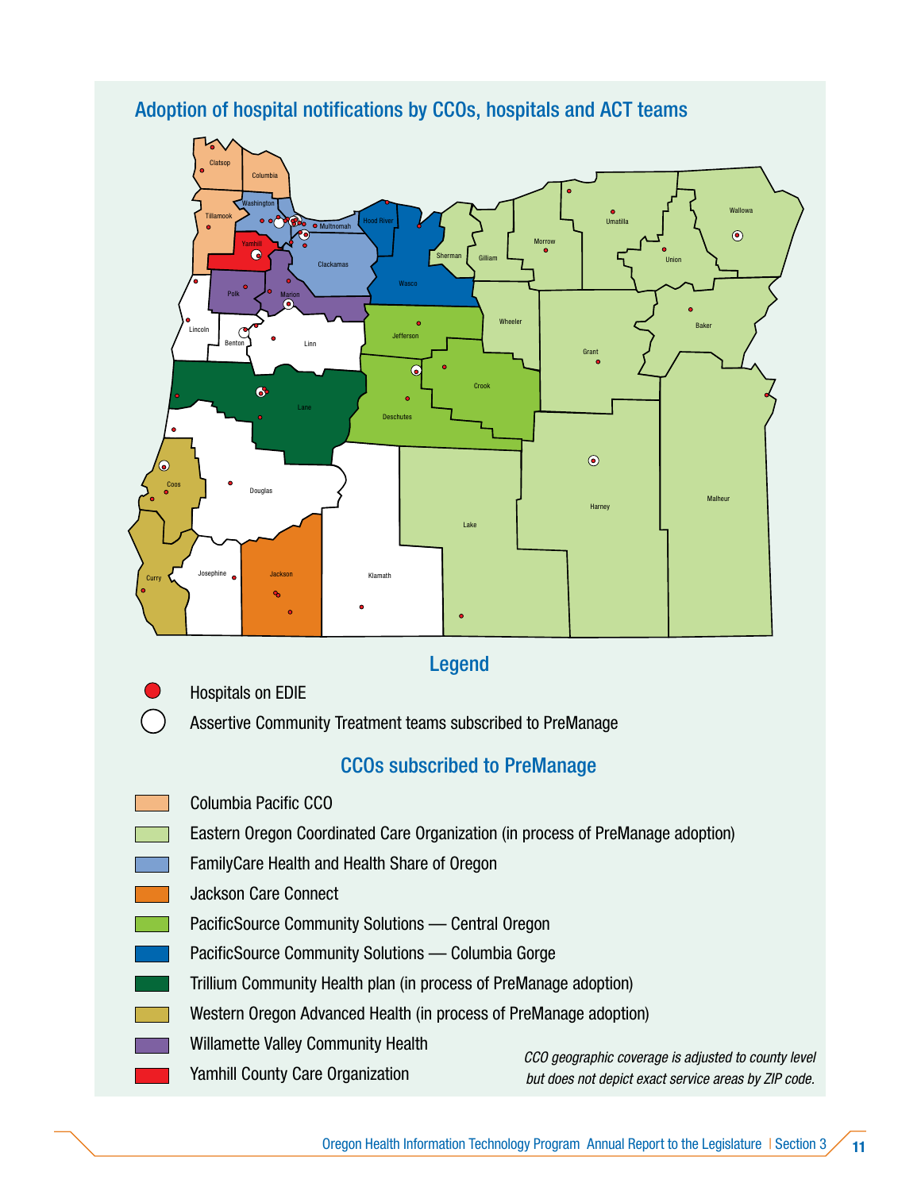## Adoption of hospital notifications by CCOs, hospitals and ACT teams

### Legend

- Hospitals on EDIE
- Assertive Community Treatment teams subscribed to PreManage

### CCOs subscribed to PreManage

- Columbia Pacific CCO
- Eastern Oregon Coordinated Care Organization (in process of PreManage adoption)
- FamilyCare Health and Health Share of Oregon
- Jackson Care Connect
- PacificSource Community Solutions — Central Oregon
- PacificSource Community Solutions — Columbia Gorge
- Trillium Community Health plan (in process of PreManage adoption)
- Western Oregon Advanced Health (in process of PreManage adoption)
- Willamette Valley Community Health
- Yamhill County Care Organization

*CCO geographic coverage is adjusted to county level but does not depict exact service areas by ZIP code.*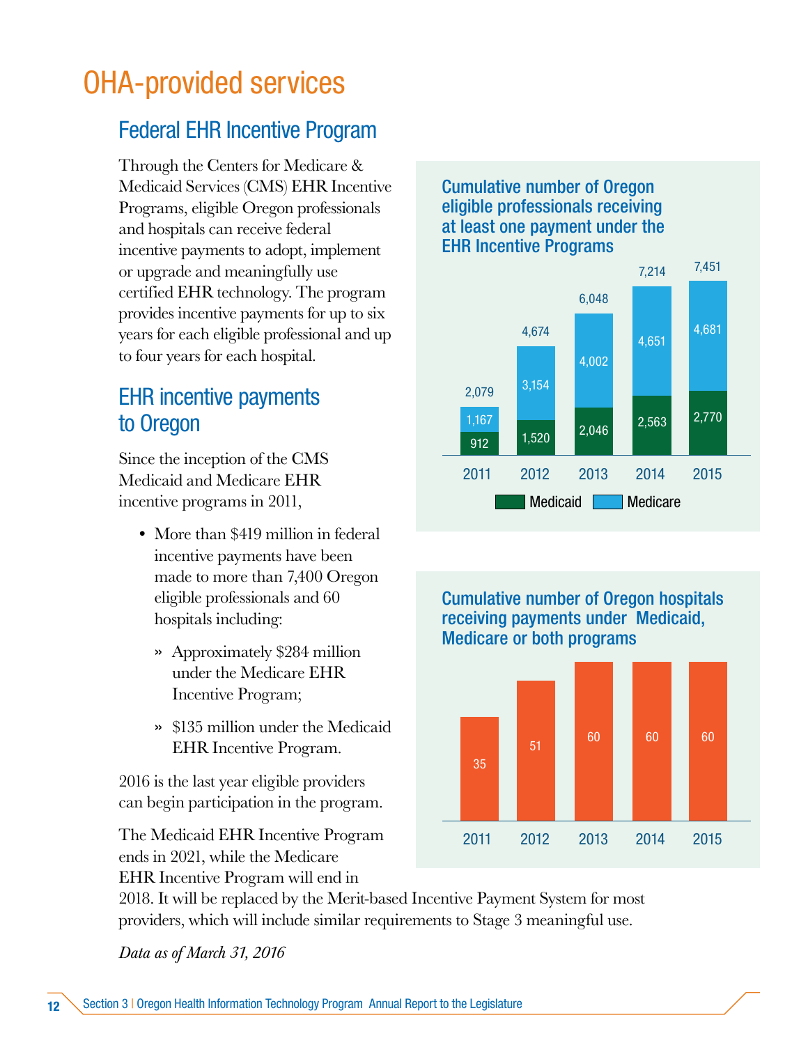# OHA-provided services

## Federal EHR Incentive Program

Through the Centers for Medicare & Medicaid Services (CMS) EHR Incentive Programs, eligible Oregon professionals and hospitals can receive federal incentive payments to adopt, implement or upgrade and meaningfully use certified EHR technology. The program provides incentive payments for up to six years for each eligible professional and up to four years for each hospital.

## EHR incentive payments to Oregon

Since the inception of the CMS Medicaid and Medicare EHR incentive programs in 2011,

- More than $419 million in federal incentive payments have been made to more than 7,400 Oregon eligible professionals and 60 hospitals including:
  - Approximately $284 million under the Medicare EHR Incentive Program;
  - $135 million under the Medicaid EHR Incentive Program.

2016 is the last year eligible providers can begin participation in the program.

The Medicaid EHR Incentive Program ends in 2021, while the Medicare EHR Incentive Program will end in 2018. It will be replaced by the Merit-based Incentive Payment System for most providers, which will include similar requirements to Stage 3 meaningful use.

*Data as of March 31, 2016*

**Cumulative number of Oregon eligible professionals receiving at least one payment under the EHR Incentive Programs**

| Year | Medicaid | Medicare | Total |
|---|---|---|---|
| 2011 | 912 | 1,167 | 2,079 |
| 2012 | 1,520 | 3,154 | 4,674 |
| 2013 | 2,046 | 4,002 | 6,048 |
| 2014 | 2,563 | 4,651 | 7,214 |
| 2015 | 2,770 | 4,681 | 7,451 |

**Cumulative number of Oregon hospitals receiving payments under Medicaid, Medicare or both programs**

| Year | Hospitals |
|---|---|
| 2011 | 35 |
| 2012 | 51 |
| 2013 | 60 |
| 2014 | 60 |
| 2015 | 60 |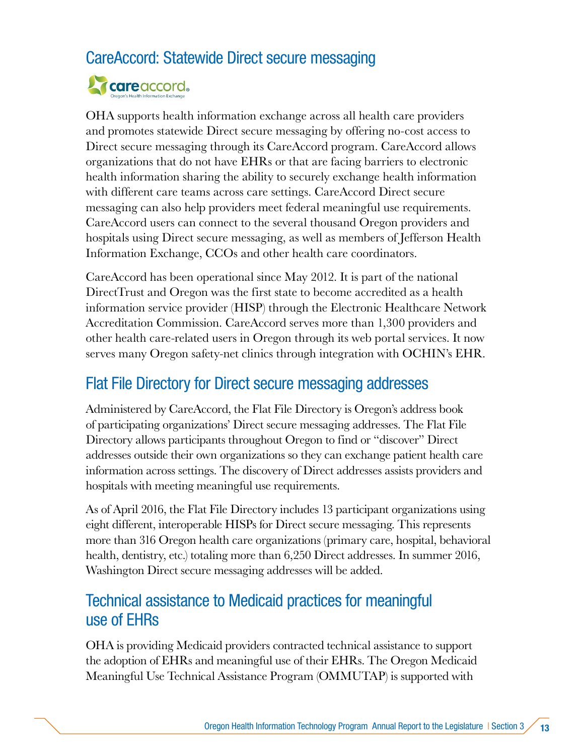## CareAccord: Statewide Direct secure messaging

OHA supports health information exchange across all health care providers and promotes statewide Direct secure messaging by offering no-cost access to Direct secure messaging through its CareAccord program. CareAccord allows organizations that do not have EHRs or that are facing barriers to electronic health information sharing the ability to securely exchange health information with different care teams across care settings. CareAccord Direct secure messaging can also help providers meet federal meaningful use requirements. CareAccord users can connect to the several thousand Oregon providers and hospitals using Direct secure messaging, as well as members of Jefferson Health Information Exchange, CCOs and other health care coordinators.

CareAccord has been operational since May 2012. It is part of the national DirectTrust and Oregon was the first state to become accredited as a health information service provider (HISP) through the Electronic Healthcare Network Accreditation Commission. CareAccord serves more than 1,300 providers and other health care-related users in Oregon through its web portal services. It now serves many Oregon safety-net clinics through integration with OCHIN's EHR.

## Flat File Directory for Direct secure messaging addresses

Administered by CareAccord, the Flat File Directory is Oregon's address book of participating organizations' Direct secure messaging addresses. The Flat File Directory allows participants throughout Oregon to find or "discover" Direct addresses outside their own organizations so they can exchange patient health care information across settings. The discovery of Direct addresses assists providers and hospitals with meeting meaningful use requirements.

As of April 2016, the Flat File Directory includes 13 participant organizations using eight different, interoperable HISPs for Direct secure messaging. This represents more than 316 Oregon health care organizations (primary care, hospital, behavioral health, dentistry, etc.) totaling more than 6,250 Direct addresses. In summer 2016, Washington Direct secure messaging addresses will be added.

## Technical assistance to Medicaid practices for meaningful use of EHRs

OHA is providing Medicaid providers contracted technical assistance to support the adoption of EHRs and meaningful use of their EHRs. The Oregon Medicaid Meaningful Use Technical Assistance Program (OMMUTAP) is supported with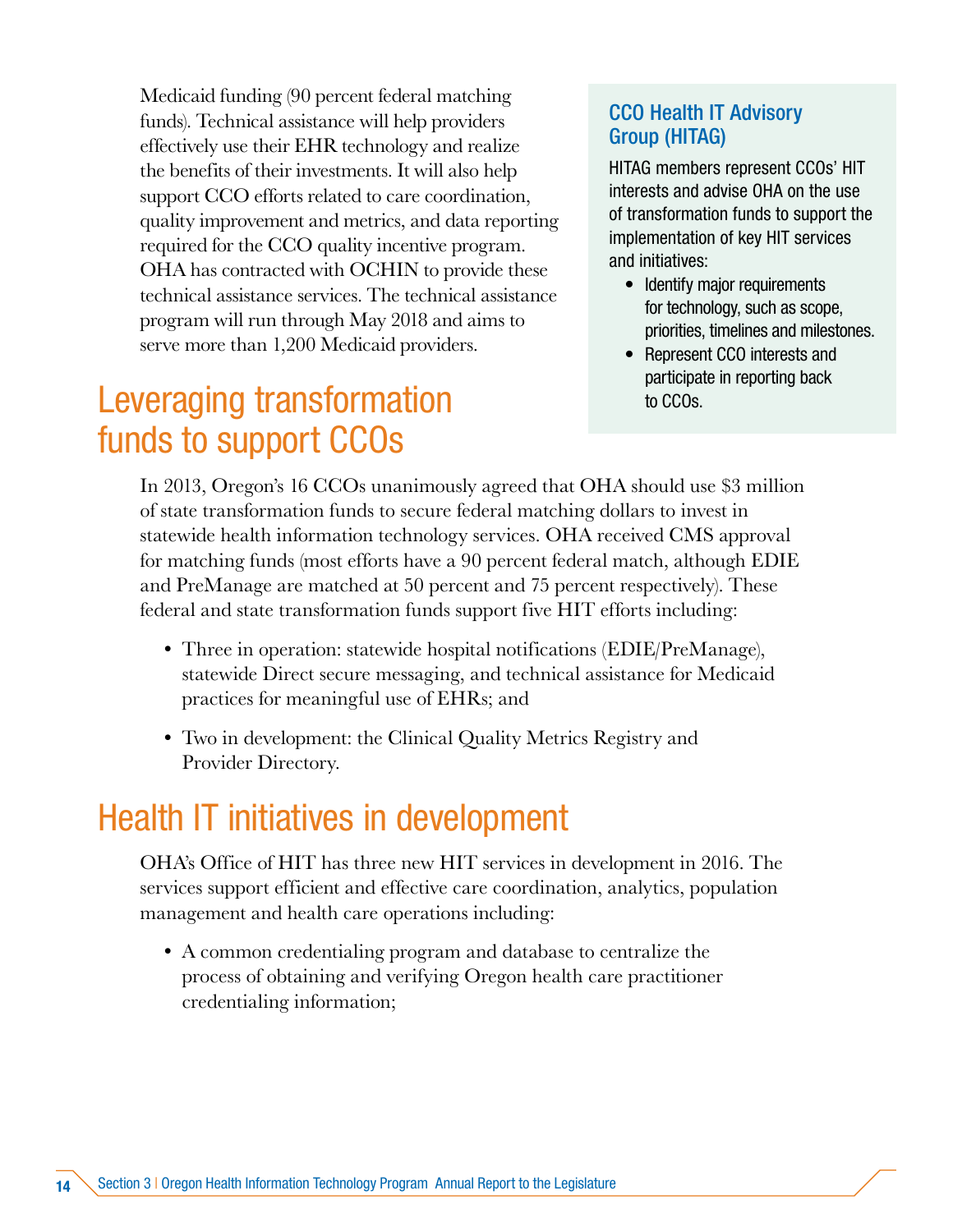Medicaid funding (90 percent federal matching funds). Technical assistance will help providers effectively use their EHR technology and realize the benefits of their investments. It will also help support CCO efforts related to care coordination, quality improvement and metrics, and data reporting required for the CCO quality incentive program. OHA has contracted with OCHIN to provide these technical assistance services. The technical assistance program will run through May 2018 and aims to serve more than 1,200 Medicaid providers.

### CCO Health IT Advisory Group (HITAG)

HITAG members represent CCOs' HIT interests and advise OHA on the use of transformation funds to support the implementation of key HIT services and initiatives:

- Identify major requirements for technology, such as scope, priorities, timelines and milestones.
- Represent CCO interests and participate in reporting back to CCOs.

## Leveraging transformation funds to support CCOs

In 2013, Oregon's 16 CCOs unanimously agreed that OHA should use $3 million of state transformation funds to secure federal matching dollars to invest in statewide health information technology services. OHA received CMS approval for matching funds (most efforts have a 90 percent federal match, although EDIE and PreManage are matched at 50 percent and 75 percent respectively). These federal and state transformation funds support five HIT efforts including:

- Three in operation: statewide hospital notifications (EDIE/PreManage), statewide Direct secure messaging, and technical assistance for Medicaid practices for meaningful use of EHRs; and
- Two in development: the Clinical Quality Metrics Registry and Provider Directory.

## Health IT initiatives in development

OHA's Office of HIT has three new HIT services in development in 2016. The services support efficient and effective care coordination, analytics, population management and health care operations including:

- A common credentialing program and database to centralize the process of obtaining and verifying Oregon health care practitioner credentialing information;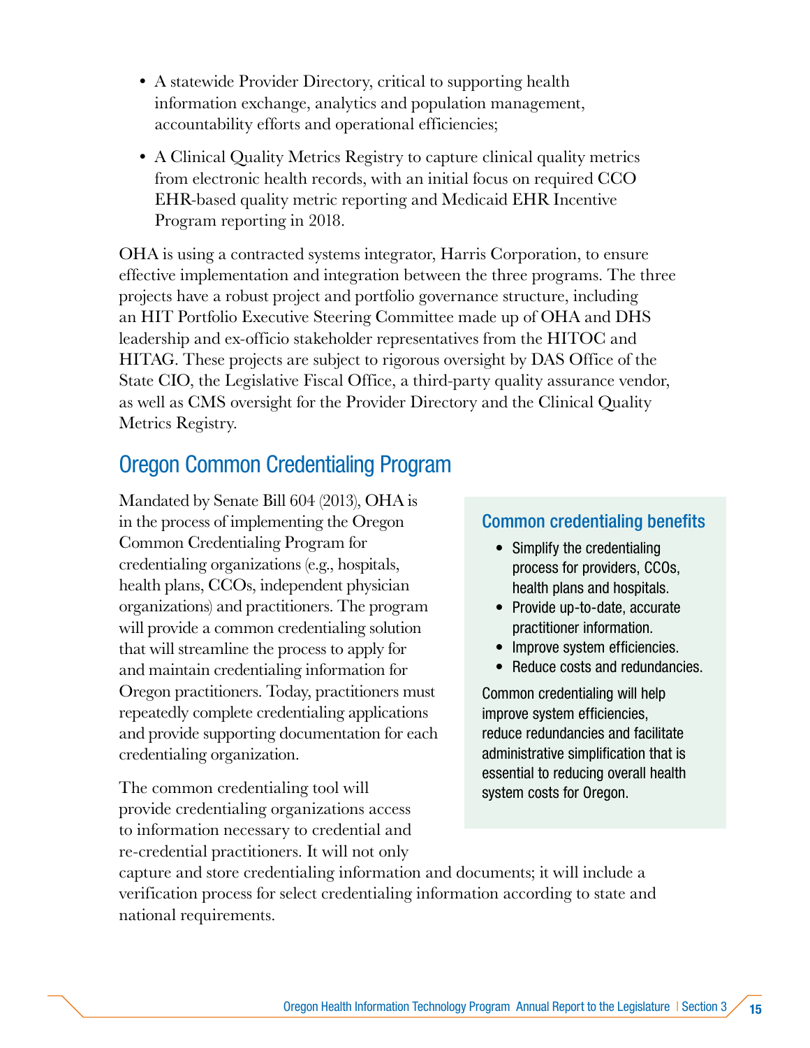- A statewide Provider Directory, critical to supporting health information exchange, analytics and population management, accountability efforts and operational efficiencies;
- A Clinical Quality Metrics Registry to capture clinical quality metrics from electronic health records, with an initial focus on required CCO EHR-based quality metric reporting and Medicaid EHR Incentive Program reporting in 2018.

OHA is using a contracted systems integrator, Harris Corporation, to ensure effective implementation and integration between the three programs. The three projects have a robust project and portfolio governance structure, including an HIT Portfolio Executive Steering Committee made up of OHA and DHS leadership and ex-officio stakeholder representatives from the HITOC and HITAG. These projects are subject to rigorous oversight by DAS Office of the State CIO, the Legislative Fiscal Office, a third-party quality assurance vendor, as well as CMS oversight for the Provider Directory and the Clinical Quality Metrics Registry.

## Oregon Common Credentialing Program

Mandated by Senate Bill 604 (2013), OHA is in the process of implementing the Oregon Common Credentialing Program for credentialing organizations (e.g., hospitals, health plans, CCOs, independent physician organizations) and practitioners. The program will provide a common credentialing solution that will streamline the process to apply for and maintain credentialing information for Oregon practitioners. Today, practitioners must repeatedly complete credentialing applications and provide supporting documentation for each credentialing organization.

The common credentialing tool will provide credentialing organizations access to information necessary to credential and re-credential practitioners. It will not only capture and store credentialing information and documents; it will include a verification process for select credentialing information according to state and national requirements.

### Common credentialing benefits

- Simplify the credentialing process for providers, CCOs, health plans and hospitals.
- Provide up-to-date, accurate practitioner information.
- Improve system efficiencies.
- Reduce costs and redundancies.

Common credentialing will help improve system efficiencies, reduce redundancies and facilitate administrative simplification that is essential to reducing overall health system costs for Oregon.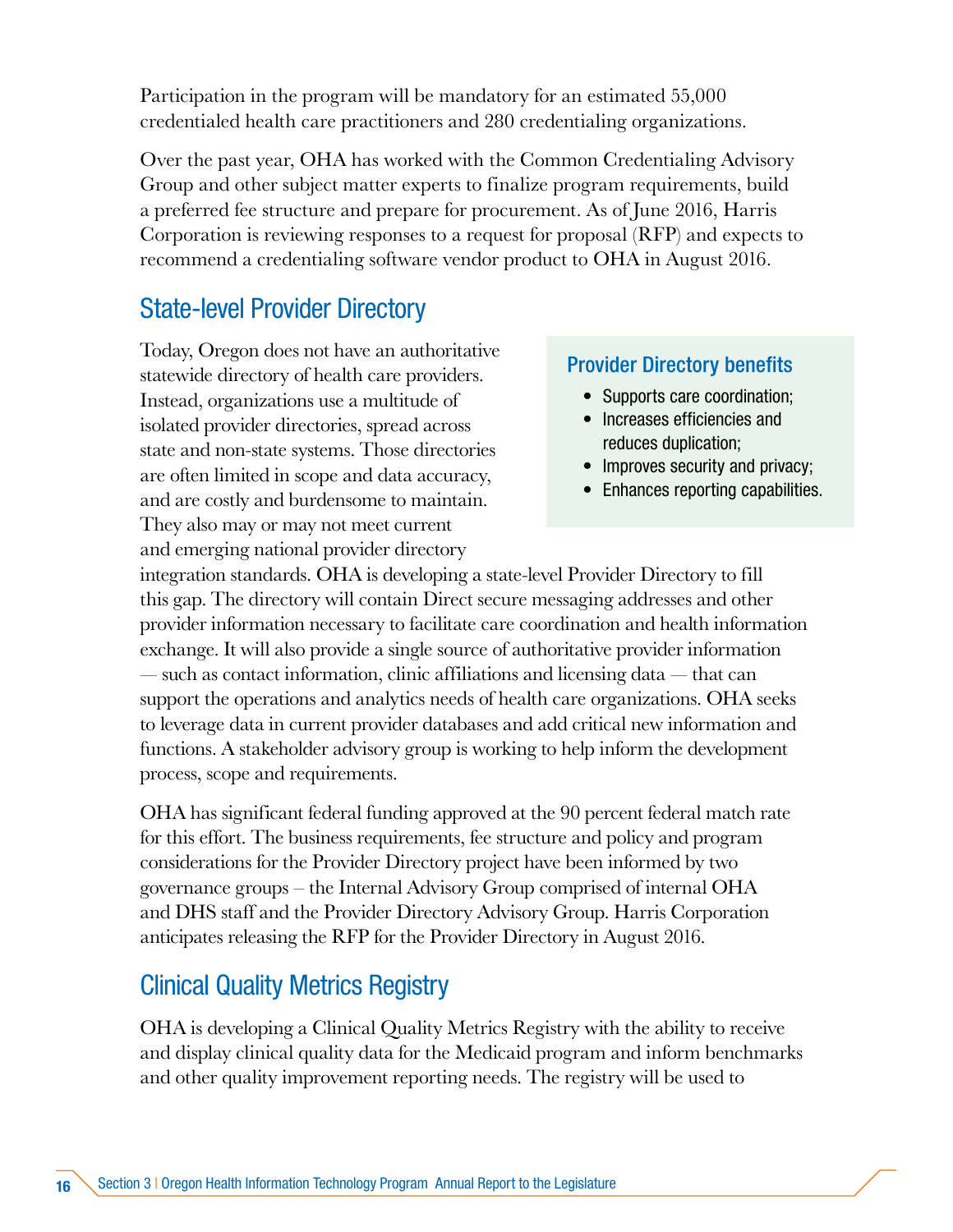Participation in the program will be mandatory for an estimated 55,000 credentialed health care practitioners and 280 credentialing organizations.

Over the past year, OHA has worked with the Common Credentialing Advisory Group and other subject matter experts to finalize program requirements, build a preferred fee structure and prepare for procurement. As of June 2016, Harris Corporation is reviewing responses to a request for proposal (RFP) and expects to recommend a credentialing software vendor product to OHA in August 2016.

## State-level Provider Directory

Today, Oregon does not have an authoritative statewide directory of health care providers. Instead, organizations use a multitude of isolated provider directories, spread across state and non-state systems. Those directories are often limited in scope and data accuracy, and are costly and burdensome to maintain. They also may or may not meet current and emerging national provider directory integration standards. OHA is developing a state-level Provider Directory to fill this gap. The directory will contain Direct secure messaging addresses and other provider information necessary to facilitate care coordination and health information exchange. It will also provide a single source of authoritative provider information — such as contact information, clinic affiliations and licensing data — that can support the operations and analytics needs of health care organizations. OHA seeks to leverage data in current provider databases and add critical new information and functions. A stakeholder advisory group is working to help inform the development process, scope and requirements.

### Provider Directory benefits

- Supports care coordination;
- Increases efficiencies and reduces duplication;
- Improves security and privacy;
- Enhances reporting capabilities.

OHA has significant federal funding approved at the 90 percent federal match rate for this effort. The business requirements, fee structure and policy and program considerations for the Provider Directory project have been informed by two governance groups – the Internal Advisory Group comprised of internal OHA and DHS staff and the Provider Directory Advisory Group. Harris Corporation anticipates releasing the RFP for the Provider Directory in August 2016.

## Clinical Quality Metrics Registry

OHA is developing a Clinical Quality Metrics Registry with the ability to receive and display clinical quality data for the Medicaid program and inform benchmarks and other quality improvement reporting needs. The registry will be used to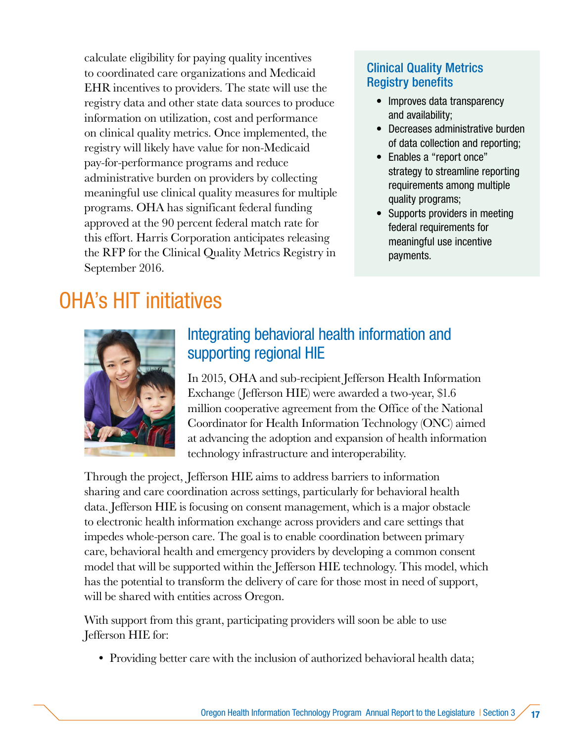calculate eligibility for paying quality incentives to coordinated care organizations and Medicaid EHR incentives to providers. The state will use the registry data and other state data sources to produce information on utilization, cost and performance on clinical quality metrics. Once implemented, the registry will likely have value for non-Medicaid pay-for-performance programs and reduce administrative burden on providers by collecting meaningful use clinical quality measures for multiple programs. OHA has significant federal funding approved at the 90 percent federal match rate for this effort. Harris Corporation anticipates releasing the RFP for the Clinical Quality Metrics Registry in September 2016.

### Clinical Quality Metrics Registry benefits

- Improves data transparency and availability;
- Decreases administrative burden of data collection and reporting;
- Enables a "report once" strategy to streamline reporting requirements among multiple quality programs;
- Supports providers in meeting federal requirements for meaningful use incentive payments.

# OHA's HIT initiatives

## Integrating behavioral health information and supporting regional HIE

In 2015, OHA and sub-recipient Jefferson Health Information Exchange (Jefferson HIE) were awarded a two-year, $1.6 million cooperative agreement from the Office of the National Coordinator for Health Information Technology (ONC) aimed at advancing the adoption and expansion of health information technology infrastructure and interoperability.

Through the project, Jefferson HIE aims to address barriers to information sharing and care coordination across settings, particularly for behavioral health data. Jefferson HIE is focusing on consent management, which is a major obstacle to electronic health information exchange across providers and care settings that impedes whole-person care. The goal is to enable coordination between primary care, behavioral health and emergency providers by developing a common consent model that will be supported within the Jefferson HIE technology. This model, which has the potential to transform the delivery of care for those most in need of support, will be shared with entities across Oregon.

With support from this grant, participating providers will soon be able to use Jefferson HIE for:

- Providing better care with the inclusion of authorized behavioral health data;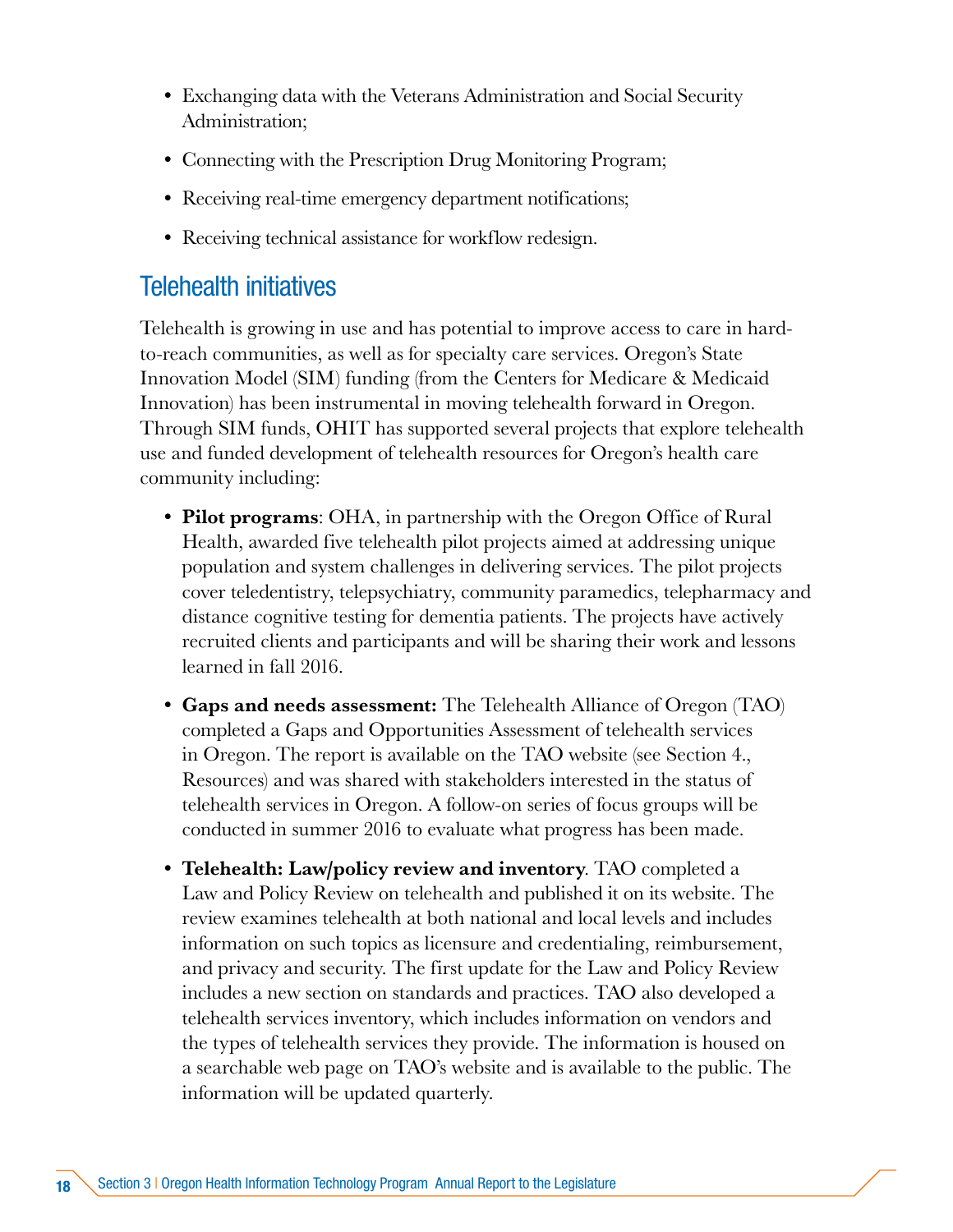- Exchanging data with the Veterans Administration and Social Security Administration;
- Connecting with the Prescription Drug Monitoring Program;
- Receiving real-time emergency department notifications;
- Receiving technical assistance for workflow redesign.

## Telehealth initiatives

Telehealth is growing in use and has potential to improve access to care in hard-to-reach communities, as well as for specialty care services. Oregon's State Innovation Model (SIM) funding (from the Centers for Medicare & Medicaid Innovation) has been instrumental in moving telehealth forward in Oregon. Through SIM funds, OHIT has supported several projects that explore telehealth use and funded development of telehealth resources for Oregon's health care community including:

- **Pilot programs**: OHA, in partnership with the Oregon Office of Rural Health, awarded five telehealth pilot projects aimed at addressing unique population and system challenges in delivering services. The pilot projects cover teledentistry, telepsychiatry, community paramedics, telepharmacy and distance cognitive testing for dementia patients. The projects have actively recruited clients and participants and will be sharing their work and lessons learned in fall 2016.
- **Gaps and needs assessment:** The Telehealth Alliance of Oregon (TAO) completed a Gaps and Opportunities Assessment of telehealth services in Oregon. The report is available on the TAO website (see Section 4., Resources) and was shared with stakeholders interested in the status of telehealth services in Oregon. A follow-on series of focus groups will be conducted in summer 2016 to evaluate what progress has been made.
- **Telehealth: Law/policy review and inventory**. TAO completed a Law and Policy Review on telehealth and published it on its website. The review examines telehealth at both national and local levels and includes information on such topics as licensure and credentialing, reimbursement, and privacy and security. The first update for the Law and Policy Review includes a new section on standards and practices. TAO also developed a telehealth services inventory, which includes information on vendors and the types of telehealth services they provide. The information is housed on a searchable web page on TAO's website and is available to the public. The information will be updated quarterly.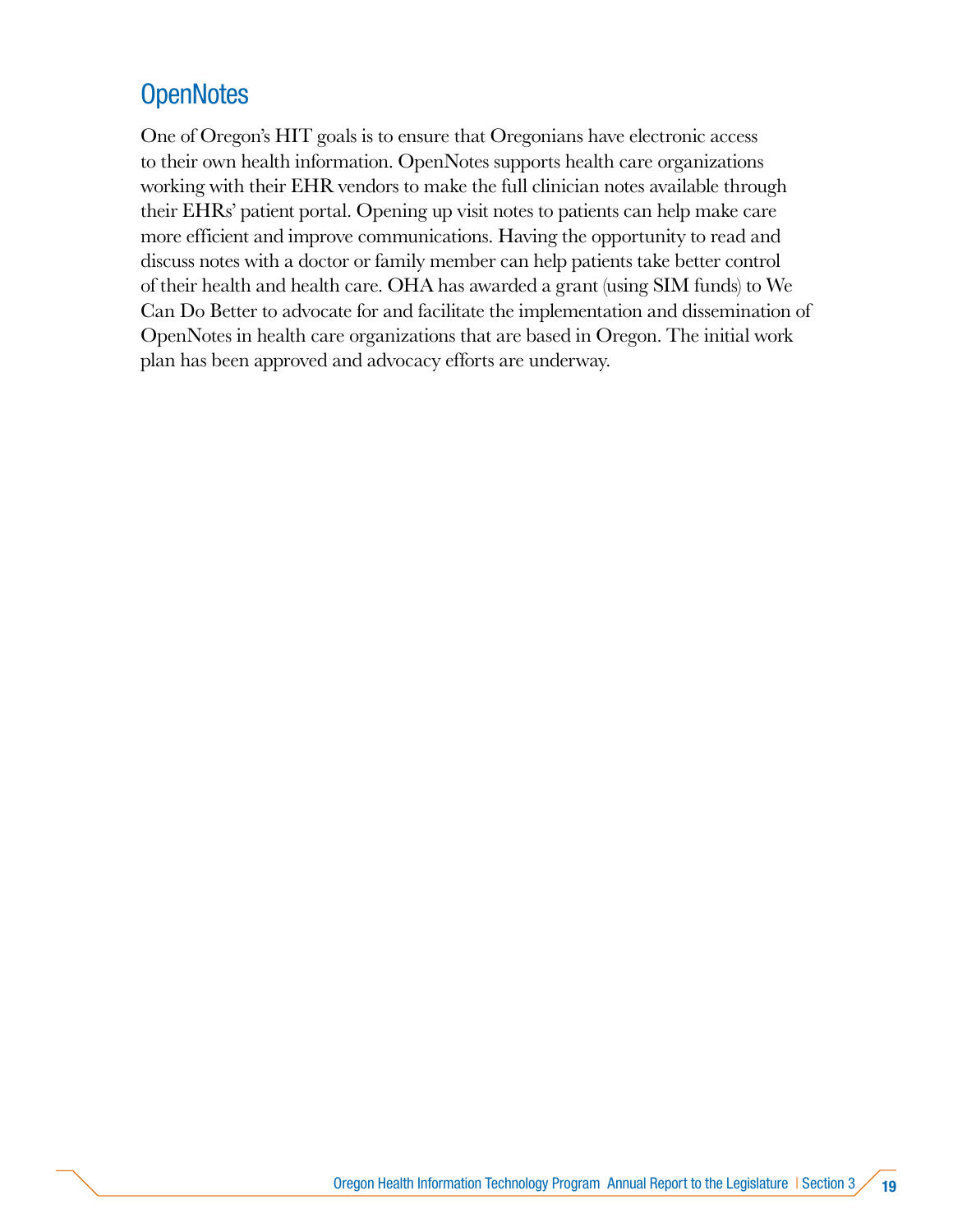## OpenNotes

One of Oregon's HIT goals is to ensure that Oregonians have electronic access to their own health information. OpenNotes supports health care organizations working with their EHR vendors to make the full clinician notes available through their EHRs' patient portal. Opening up visit notes to patients can help make care more efficient and improve communications. Having the opportunity to read and discuss notes with a doctor or family member can help patients take better control of their health and health care. OHA has awarded a grant (using SIM funds) to We Can Do Better to advocate for and facilitate the implementation and dissemination of OpenNotes in health care organizations that are based in Oregon. The initial work plan has been approved and advocacy efforts are underway.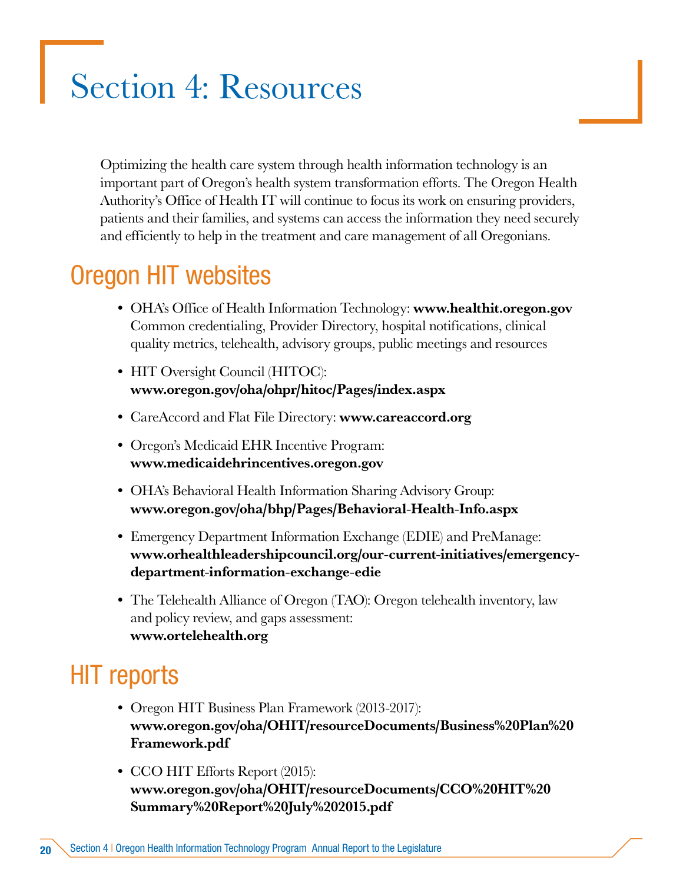# Section 4: Resources

Optimizing the health care system through health information technology is an important part of Oregon's health system transformation efforts. The Oregon Health Authority's Office of Health IT will continue to focus its work on ensuring providers, patients and their families, and systems can access the information they need securely and efficiently to help in the treatment and care management of all Oregonians.

## Oregon HIT websites

- OHA's Office of Health Information Technology: **www.healthit.oregon.gov** Common credentialing, Provider Directory, hospital notifications, clinical quality metrics, telehealth, advisory groups, public meetings and resources
- HIT Oversight Council (HITOC): **www.oregon.gov/oha/ohpr/hitoc/Pages/index.aspx**
- CareAccord and Flat File Directory: **www.careaccord.org**
- Oregon's Medicaid EHR Incentive Program: **www.medicaidehrincentives.oregon.gov**
- OHA's Behavioral Health Information Sharing Advisory Group: **www.oregon.gov/oha/bhp/Pages/Behavioral-Health-Info.aspx**
- Emergency Department Information Exchange (EDIE) and PreManage: **www.orhealthleadershipcouncil.org/our-current-initiatives/emergency-department-information-exchange-edie**
- The Telehealth Alliance of Oregon (TAO): Oregon telehealth inventory, law and policy review, and gaps assessment: **www.ortelehealth.org**

## HIT reports

- Oregon HIT Business Plan Framework (2013-2017): **www.oregon.gov/oha/OHIT/resourceDocuments/Business%20Plan%20Framework.pdf**
- CCO HIT Efforts Report (2015): **www.oregon.gov/oha/OHIT/resourceDocuments/CCO%20HIT%20Summary%20Report%20July%202015.pdf**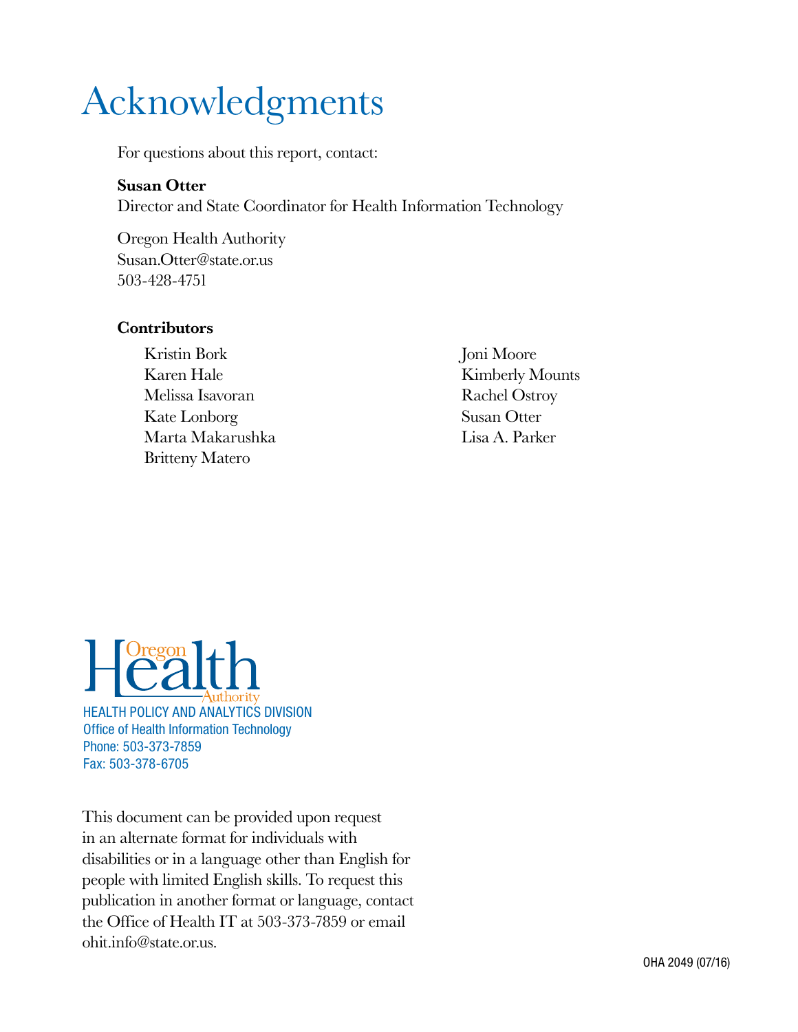# Acknowledgments

For questions about this report, contact:

**Susan Otter**
Director and State Coordinator for Health Information Technology

Oregon Health Authority
Susan.Otter@state.or.us
503-428-4751

**Contributors**

- Kristin Bork
- Karen Hale
- Melissa Isavoran
- Kate Lonborg
- Marta Makarushka
- Britteny Matero
- Joni Moore
- Kimberly Mounts
- Rachel Ostroy
- Susan Otter
- Lisa A. Parker

Oregon Health Authority

HEALTH POLICY AND ANALYTICS DIVISION
Office of Health Information Technology
Phone: 503-373-7859
Fax: 503-378-6705

This document can be provided upon request in an alternate format for individuals with disabilities or in a language other than English for people with limited English skills. To request this publication in another format or language, contact the Office of Health IT at 503-373-7859 or email ohit.info@state.or.us.

OHA 2049 (07/16)